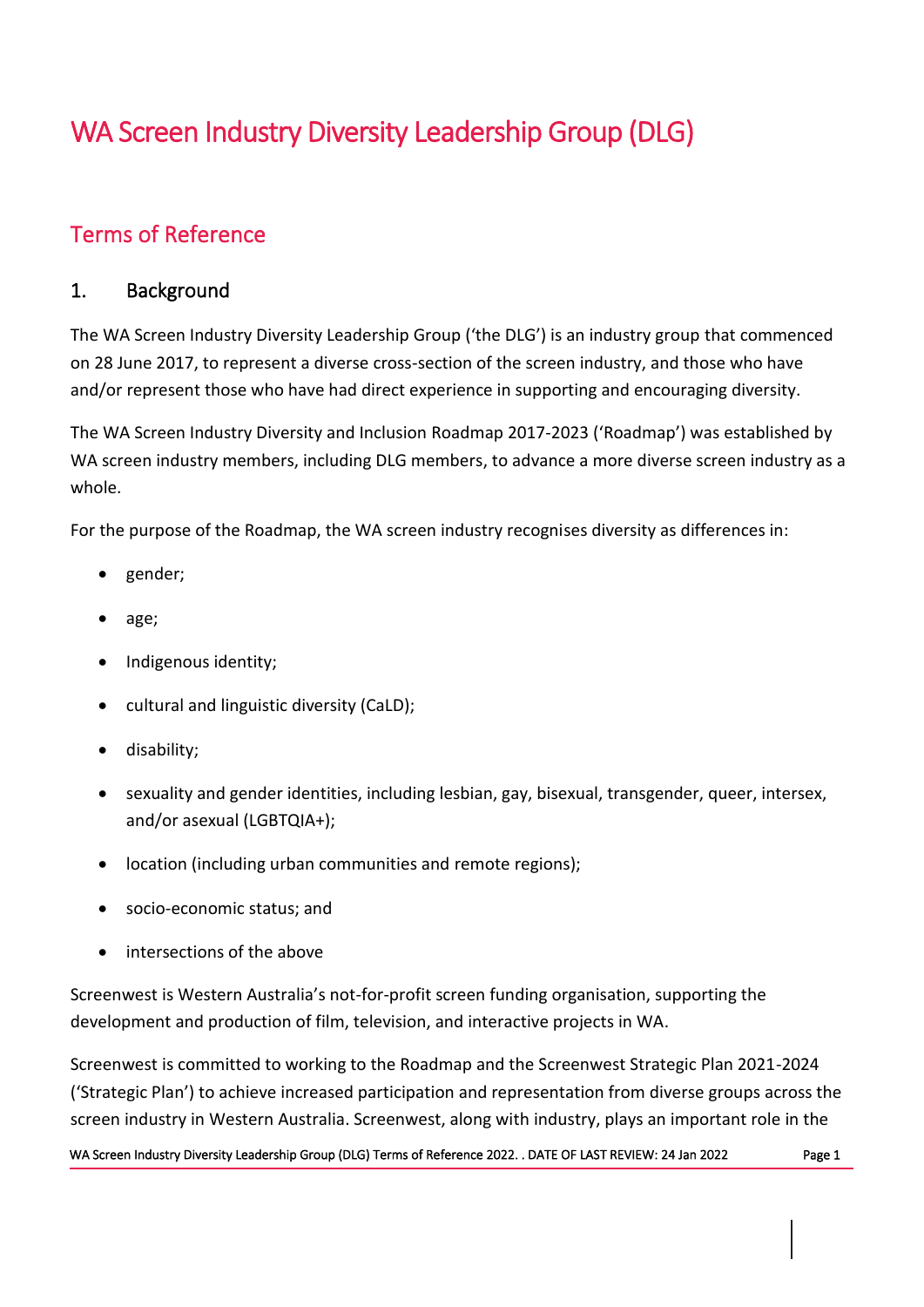# WA Screen Industry Diversity Leadership Group (DLG)

## Terms of Reference

### 1. Background

The WA Screen Industry Diversity Leadership Group ('the DLG') is an industry group that commenced on 28 June 2017, to represent a diverse cross-section of the screen industry, and those who have and/or represent those who have had direct experience in supporting and encouraging diversity.

The WA Screen Industry Diversity and Inclusion Roadmap 2017-2023 ('Roadmap') was established by WA screen industry members, including DLG members, to advance a more diverse screen industry as a whole.

For the purpose of the Roadmap, the WA screen industry recognises diversity as differences in:

- gender;
- age;
- Indigenous identity;
- cultural and linguistic diversity (CaLD);
- disability;
- sexuality and gender identities, including lesbian, gay, bisexual, transgender, queer, intersex, and/or asexual (LGBTQIA+);
- location (including urban communities and remote regions);
- socio-economic status; and
- intersections of the above

Screenwest is Western Australia's not-for-profit screen funding organisation, supporting the development and production of film, television, and interactive projects in WA.

Screenwest is committed to working to the Roadmap and the Screenwest Strategic Plan 2021-2024 ('Strategic Plan') to achieve increased participation and representation from diverse groups across the screen industry in Western Australia. Screenwest, along with industry, plays an important role in the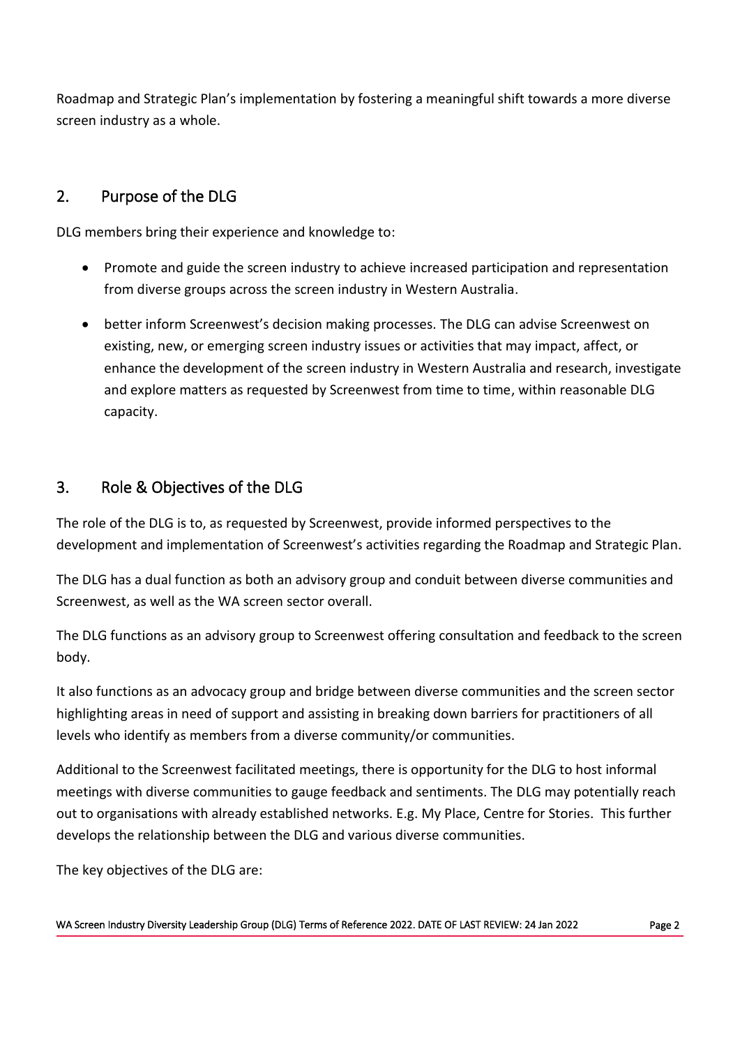Roadmap and Strategic Plan's implementation by fostering a meaningful shift towards a more diverse screen industry as a whole.

## 2. Purpose of the DLG

DLG members bring their experience and knowledge to:

- Promote and guide the screen industry to achieve increased participation and representation from diverse groups across the screen industry in Western Australia.
- better inform Screenwest's decision making processes. The DLG can advise Screenwest on existing, new, or emerging screen industry issues or activities that may impact, affect, or enhance the development of the screen industry in Western Australia and research, investigate and explore matters as requested by Screenwest from time to time, within reasonable DLG capacity.

## 3. Role & Objectives of the DLG

The role of the DLG is to, as requested by Screenwest, provide informed perspectives to the development and implementation of Screenwest's activities regarding the Roadmap and Strategic Plan.

The DLG has a dual function as both an advisory group and conduit between diverse communities and Screenwest, as well as the WA screen sector overall.

The DLG functions as an advisory group to Screenwest offering consultation and feedback to the screen body.

It also functions as an advocacy group and bridge between diverse communities and the screen sector highlighting areas in need of support and assisting in breaking down barriers for practitioners of all levels who identify as members from a diverse community/or communities.

Additional to the Screenwest facilitated meetings, there is opportunity for the DLG to host informal meetings with diverse communities to gauge feedback and sentiments. The DLG may potentially reach out to organisations with already established networks. E.g. My Place, Centre for Stories. This further develops the relationship between the DLG and various diverse communities.

The key objectives of the DLG are: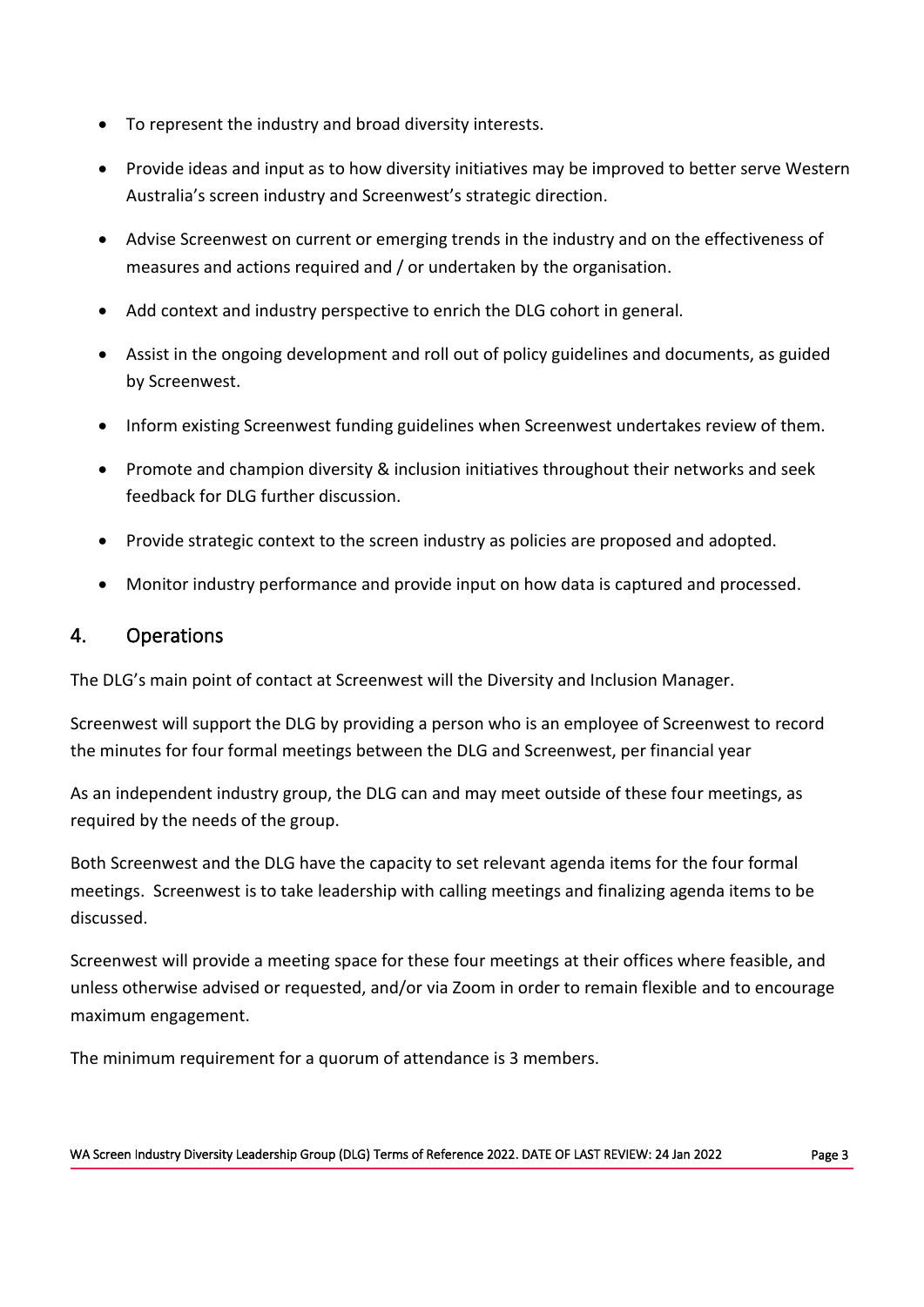- To represent the industry and broad diversity interests.
- Provide ideas and input as to how diversity initiatives may be improved to better serve Western Australia's screen industry and Screenwest's strategic direction.
- Advise Screenwest on current or emerging trends in the industry and on the effectiveness of measures and actions required and / or undertaken by the organisation.
- Add context and industry perspective to enrich the DLG cohort in general.
- Assist in the ongoing development and roll out of policy guidelines and documents, as guided by Screenwest.
- Inform existing Screenwest funding guidelines when Screenwest undertakes review of them.
- Promote and champion diversity & inclusion initiatives throughout their networks and seek feedback for DLG further discussion.
- Provide strategic context to the screen industry as policies are proposed and adopted.
- Monitor industry performance and provide input on how data is captured and processed.

## 4. Operations

The DLG's main point of contact at Screenwest will the Diversity and Inclusion Manager.

Screenwest will support the DLG by providing a person who is an employee of Screenwest to record the minutes for four formal meetings between the DLG and Screenwest, per financial year

As an independent industry group, the DLG can and may meet outside of these four meetings, as required by the needs of the group.

Both Screenwest and the DLG have the capacity to set relevant agenda items for the four formal meetings. Screenwest is to take leadership with calling meetings and finalizing agenda items to be discussed.

Screenwest will provide a meeting space for these four meetings at their offices where feasible, and unless otherwise advised or requested, and/or via Zoom in order to remain flexible and to encourage maximum engagement.

The minimum requirement for a quorum of attendance is 3 members.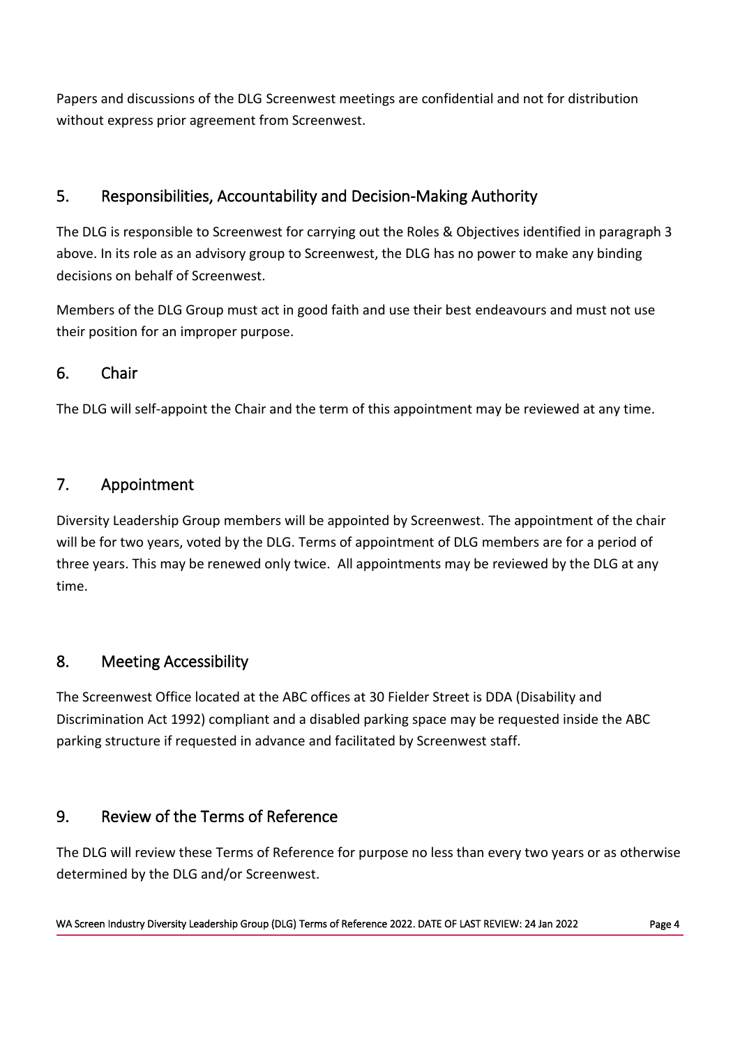Papers and discussions of the DLG Screenwest meetings are confidential and not for distribution without express prior agreement from Screenwest.

## 5. Responsibilities, Accountability and Decision-Making Authority

The DLG is responsible to Screenwest for carrying out the Roles & Objectives identified in paragraph 3 above. In its role as an advisory group to Screenwest, the DLG has no power to make any binding decisions on behalf of Screenwest.

Members of the DLG Group must act in good faith and use their best endeavours and must not use their position for an improper purpose.

## 6. Chair

The DLG will self-appoint the Chair and the term of this appointment may be reviewed at any time.

## 7. Appointment

Diversity Leadership Group members will be appointed by Screenwest. The appointment of the chair will be for two years, voted by the DLG. Terms of appointment of DLG members are for a period of three years. This may be renewed only twice. All appointments may be reviewed by the DLG at any time.

## 8. Meeting Accessibility

The Screenwest Office located at the ABC offices at 30 Fielder Street is DDA (Disability and Discrimination Act 1992) compliant and a disabled parking space may be requested inside the ABC parking structure if requested in advance and facilitated by Screenwest staff.

## 9. Review of the Terms of Reference

The DLG will review these Terms of Reference for purpose no less than every two years or as otherwise determined by the DLG and/or Screenwest.